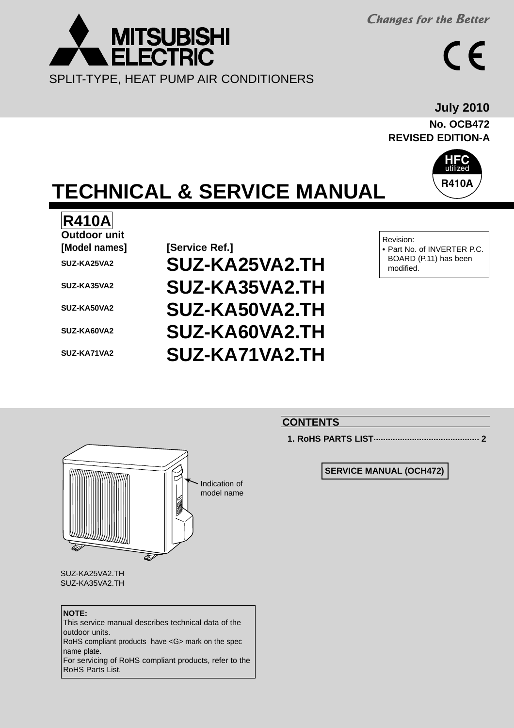MITSUBISHI ELECTRIC

*Changes for the Better*

SPLIT-TYPE, HEAT PUMP AIR CONDITIONERS

**July 2010**

**No. OCB472**

**REVISED EDITION-A**

HFC utilized R410A

# TECHNICAL & SERVICE MANUAL

**R410A**

**Outdoor unit**

| [Model names] | [Service Ref.] |
|---|---|
| SUZ-KA25VA2 | **SUZ-KA25VA2.TH** |
| SUZ-KA35VA2 | **SUZ-KA35VA2.TH** |
| SUZ-KA50VA2 | **SUZ-KA50VA2.TH** |
| SUZ-KA60VA2 | **SUZ-KA60VA2.TH** |
| SUZ-KA71VA2 | **SUZ-KA71VA2.TH** |

Revision:
- Part No. of INVERTER P.C. BOARD (P.11) has been modified.

## CONTENTS

**1. RoHS PARTS LIST ........................................... 2**

**SERVICE MANUAL (OCH472)**

Indication of model name

SUZ-KA25VA2.TH
SUZ-KA35VA2.TH

**NOTE:**
This service manual describes technical data of the outdoor units.
RoHS compliant products have <G> mark on the spec name plate.
For servicing of RoHS compliant products, refer to the RoHS Parts List.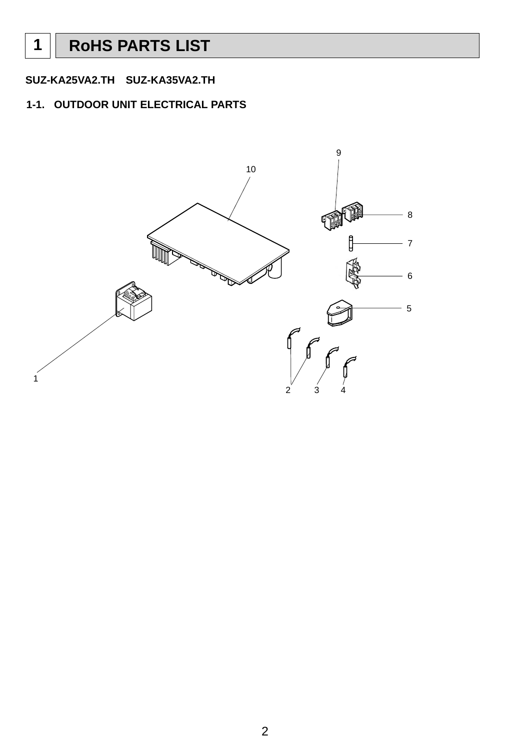# 1 RoHS PARTS LIST

**SUZ-KA25VA2.TH　SUZ-KA35VA2.TH**

## 1-1. OUTDOOR UNIT ELECTRICAL PARTS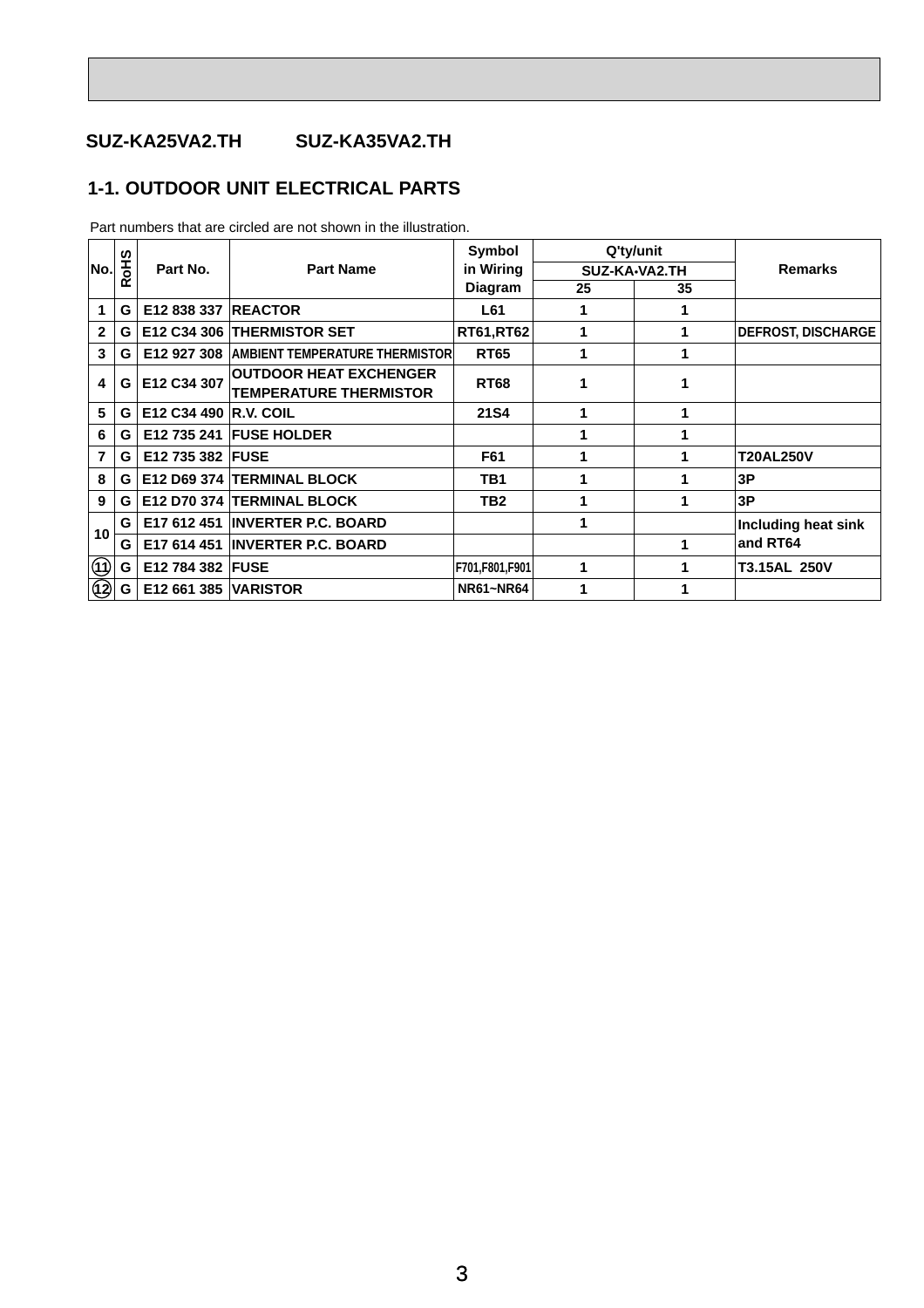SUZ-KA25VA2.TH SUZ-KA35VA2.TH

## 1-1. OUTDOOR UNIT ELECTRICAL PARTS

Part numbers that are circled are not shown in the illustration.

| No. | RoHS | Part No. | Part Name | Symbol in Wiring Diagram | Q'ty/unit SUZ-KA•VA2.TH | | Remarks |
|---|---|---|---|---|---|---|---|
| | | | | | 25 | 35 | |
| 1 | G | E12 838 337 | REACTOR | L61 | 1 | 1 | |
| 2 | G | E12 C34 306 | THERMISTOR SET | RT61,RT62 | 1 | 1 | DEFROST, DISCHARGE |
| 3 | G | E12 927 308 | AMBIENT TEMPERATURE THERMISTOR | RT65 | 1 | 1 | |
| 4 | G | E12 C34 307 | OUTDOOR HEAT EXCHENGER TEMPERATURE THERMISTOR | RT68 | 1 | 1 | |
| 5 | G | E12 C34 490 | R.V. COIL | 21S4 | 1 | 1 | |
| 6 | G | E12 735 241 | FUSE HOLDER | | 1 | 1 | |
| 7 | G | E12 735 382 | FUSE | F61 | 1 | 1 | T20AL250V |
| 8 | G | E12 D69 374 | TERMINAL BLOCK | TB1 | 1 | 1 | 3P |
| 9 | G | E12 D70 374 | TERMINAL BLOCK | TB2 | 1 | 1 | 3P |
| 10 | G | E17 612 451 | INVERTER P.C. BOARD | | 1 | | Including heat sink and RT64 |
| | G | E17 614 451 | INVERTER P.C. BOARD | | | 1 | |
| (11) | G | E12 784 382 | FUSE | F701,F801,F901 | 1 | 1 | T3.15AL 250V |
| (12) | G | E12 661 385 | VARISTOR | NR61~NR64 | 1 | 1 | |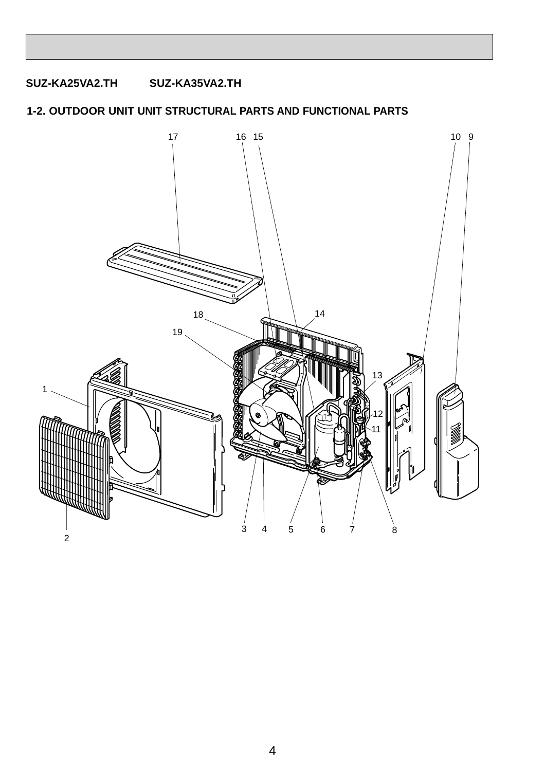**SUZ-KA25VA2.TH　　　SUZ-KA35VA2.TH**

## 1-2. OUTDOOR UNIT UNIT STRUCTURAL PARTS AND FUNCTIONAL PARTS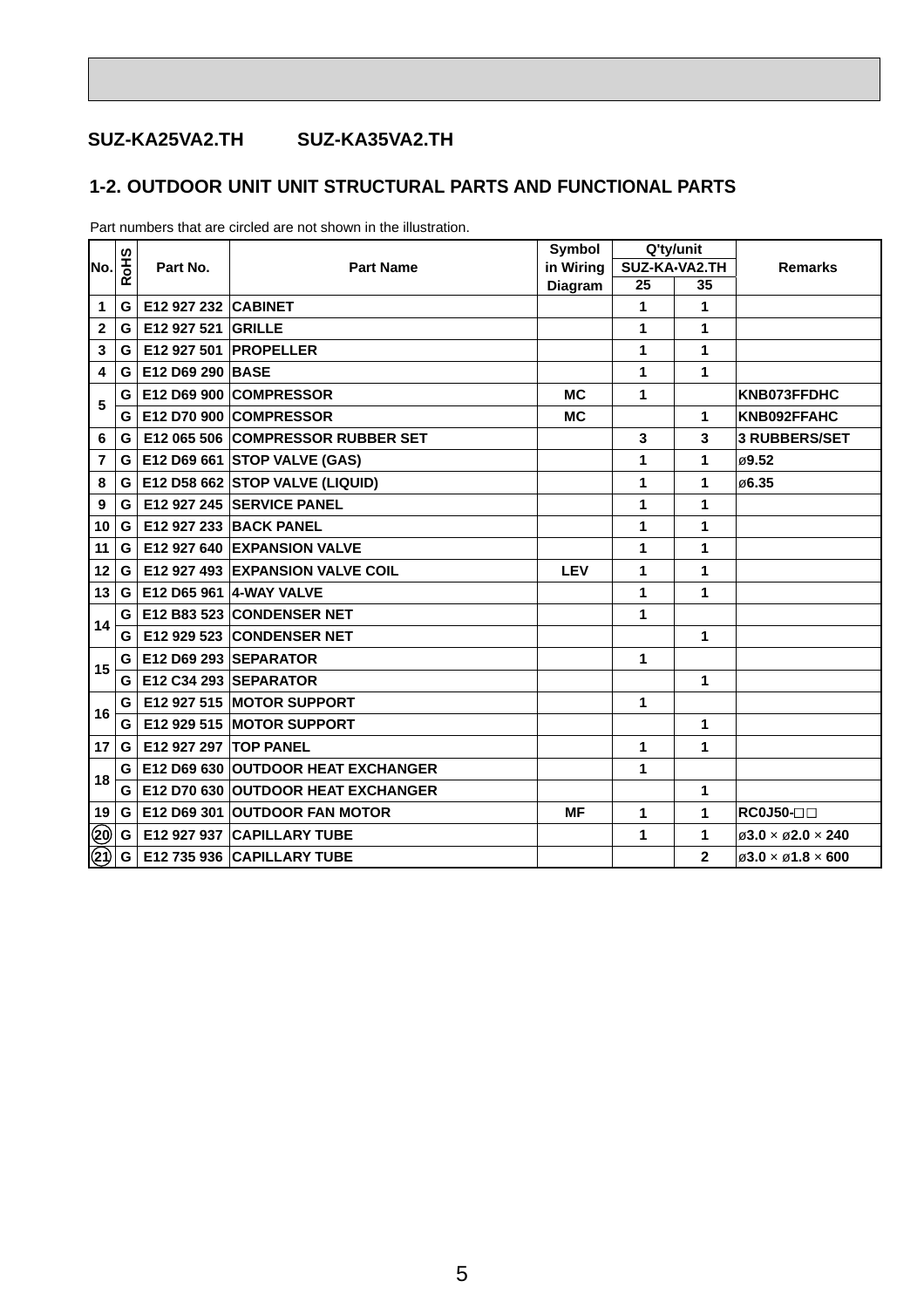## SUZ-KA25VA2.TH SUZ-KA35VA2.TH

### 1-2. OUTDOOR UNIT UNIT STRUCTURAL PARTS AND FUNCTIONAL PARTS

Part numbers that are circled are not shown in the illustration.

| No. | RoHS | Part No. | Part Name | Symbol in Wiring Diagram | Q'ty/unit SUZ-KA•VA2.TH | | Remarks |
|---|---|---|---|---|---|---|---|
| | | | | | 25 | 35 | |
| 1 | G | E12 927 232 | CABINET | | 1 | 1 | |
| 2 | G | E12 927 521 | GRILLE | | 1 | 1 | |
| 3 | G | E12 927 501 | PROPELLER | | 1 | 1 | |
| 4 | G | E12 D69 290 | BASE | | 1 | 1 | |
| 5 | G | E12 D69 900 | COMPRESSOR | MC | 1 | | KNB073FFDHC |
| | G | E12 D70 900 | COMPRESSOR | MC | | 1 | KNB092FFAHC |
| 6 | G | E12 065 506 | COMPRESSOR RUBBER SET | | 3 | 3 | 3 RUBBERS/SET |
| 7 | G | E12 D69 661 | STOP VALVE (GAS) | | 1 | 1 | ø9.52 |
| 8 | G | E12 D58 662 | STOP VALVE (LIQUID) | | 1 | 1 | ø6.35 |
| 9 | G | E12 927 245 | SERVICE PANEL | | 1 | 1 | |
| 10 | G | E12 927 233 | BACK PANEL | | 1 | 1 | |
| 11 | G | E12 927 640 | EXPANSION VALVE | | 1 | 1 | |
| 12 | G | E12 927 493 | EXPANSION VALVE COIL | LEV | 1 | 1 | |
| 13 | G | E12 D65 961 | 4-WAY VALVE | | 1 | 1 | |
| 14 | G | E12 B83 523 | CONDENSER NET | | 1 | | |
| | G | E12 929 523 | CONDENSER NET | | | 1 | |
| 15 | G | E12 D69 293 | SEPARATOR | | 1 | | |
| | G | E12 C34 293 | SEPARATOR | | | 1 | |
| 16 | G | E12 927 515 | MOTOR SUPPORT | | 1 | | |
| | G | E12 929 515 | MOTOR SUPPORT | | | 1 | |
| 17 | G | E12 927 297 | TOP PANEL | | 1 | 1 | |
| 18 | G | E12 D69 630 | OUTDOOR HEAT EXCHANGER | | 1 | | |
| | G | E12 D70 630 | OUTDOOR HEAT EXCHANGER | | | 1 | |
| 19 | G | E12 D69 301 | OUTDOOR FAN MOTOR | MF | 1 | 1 | RC0J50-□□ |
| ⑳ | G | E12 927 937 | CAPILLARY TUBE | | 1 | 1 | ø3.0 × ø2.0 × 240 |
| ㉑ | G | E12 735 936 | CAPILLARY TUBE | | | 2 | ø3.0 × ø1.8 × 600 |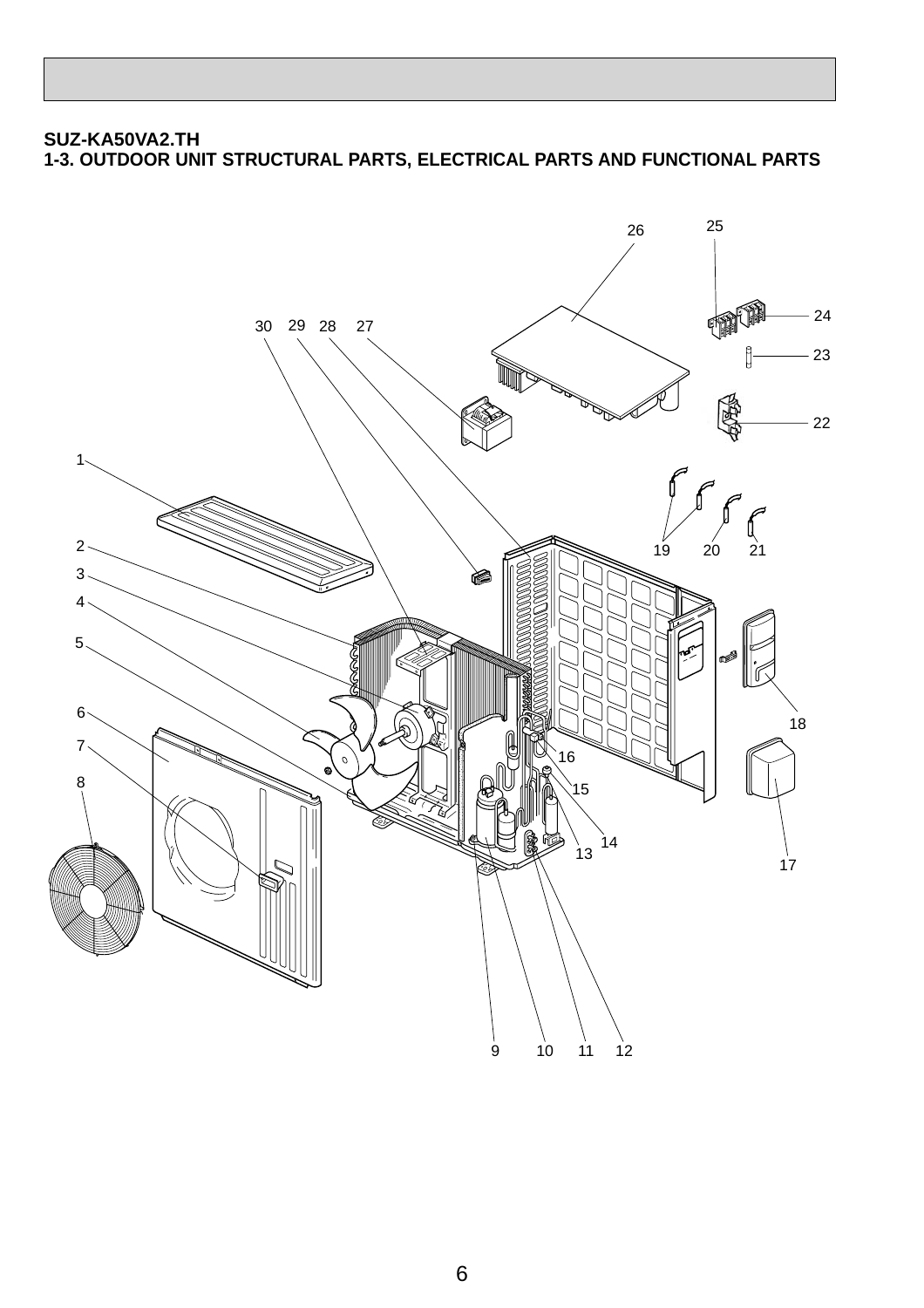**SUZ-KA50VA2.TH**
**1-3. OUTDOOR UNIT STRUCTURAL PARTS, ELECTRICAL PARTS AND FUNCTIONAL PARTS**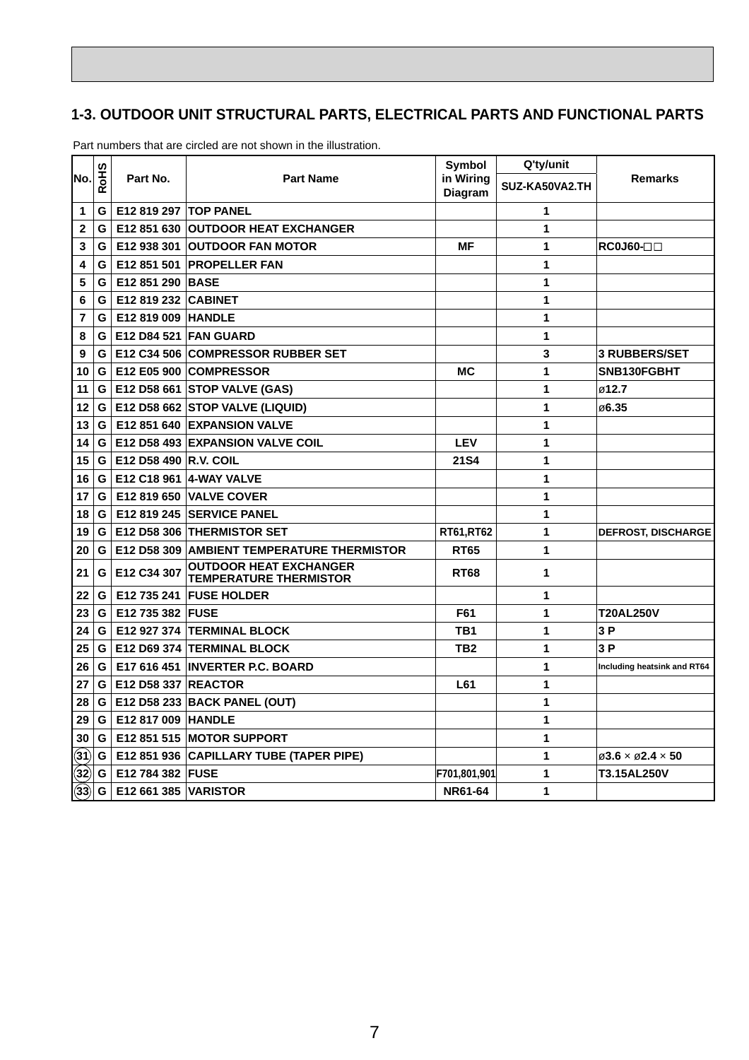## 1-3. OUTDOOR UNIT STRUCTURAL PARTS, ELECTRICAL PARTS AND FUNCTIONAL PARTS

Part numbers that are circled are not shown in the illustration.

| No. | RoHS | Part No. | Part Name | Symbol in Wiring Diagram | Q'ty/unit | Remarks |
|---|---|---|---|---|---|---|
| | | | | | SUZ-KA50VA2.TH | |
| 1 | G | E12 819 297 | TOP PANEL | | 1 | |
| 2 | G | E12 851 630 | OUTDOOR HEAT EXCHANGER | | 1 | |
| 3 | G | E12 938 301 | OUTDOOR FAN MOTOR | MF | 1 | RC0J60-□□ |
| 4 | G | E12 851 501 | PROPELLER FAN | | 1 | |
| 5 | G | E12 851 290 | BASE | | 1 | |
| 6 | G | E12 819 232 | CABINET | | 1 | |
| 7 | G | E12 819 009 | HANDLE | | 1 | |
| 8 | G | E12 D84 521 | FAN GUARD | | 1 | |
| 9 | G | E12 C34 506 | COMPRESSOR RUBBER SET | | 3 | 3 RUBBERS/SET |
| 10 | G | E12 E05 900 | COMPRESSOR | MC | 1 | SNB130FGBHT |
| 11 | G | E12 D58 661 | STOP VALVE (GAS) | | 1 | ø12.7 |
| 12 | G | E12 D58 662 | STOP VALVE (LIQUID) | | 1 | ø6.35 |
| 13 | G | E12 851 640 | EXPANSION VALVE | | 1 | |
| 14 | G | E12 D58 493 | EXPANSION VALVE COIL | LEV | 1 | |
| 15 | G | E12 D58 490 | R.V. COIL | 21S4 | 1 | |
| 16 | G | E12 C18 961 | 4-WAY VALVE | | 1 | |
| 17 | G | E12 819 650 | VALVE COVER | | 1 | |
| 18 | G | E12 819 245 | SERVICE PANEL | | 1 | |
| 19 | G | E12 D58 306 | THERMISTOR SET | RT61,RT62 | 1 | DEFROST, DISCHARGE |
| 20 | G | E12 D58 309 | AMBIENT TEMPERATURE THERMISTOR | RT65 | 1 | |
| 21 | G | E12 C34 307 | OUTDOOR HEAT EXCHANGER TEMPERATURE THERMISTOR | RT68 | 1 | |
| 22 | G | E12 735 241 | FUSE HOLDER | | 1 | |
| 23 | G | E12 735 382 | FUSE | F61 | 1 | T20AL250V |
| 24 | G | E12 927 374 | TERMINAL BLOCK | TB1 | 1 | 3 P |
| 25 | G | E12 D69 374 | TERMINAL BLOCK | TB2 | 1 | 3 P |
| 26 | G | E17 616 451 | INVERTER P.C. BOARD | | 1 | Including heatsink and RT64 |
| 27 | G | E12 D58 337 | REACTOR | L61 | 1 | |
| 28 | G | E12 D58 233 | BACK PANEL (OUT) | | 1 | |
| 29 | G | E12 817 009 | HANDLE | | 1 | |
| 30 | G | E12 851 515 | MOTOR SUPPORT | | 1 | |
| (31) | G | E12 851 936 | CAPILLARY TUBE (TAPER PIPE) | | 1 | ø3.6 × ø2.4 × 50 |
| (32) | G | E12 784 382 | FUSE | F701,801,901 | 1 | T3.15AL250V |
| (33) | G | E12 661 385 | VARISTOR | NR61-64 | 1 | |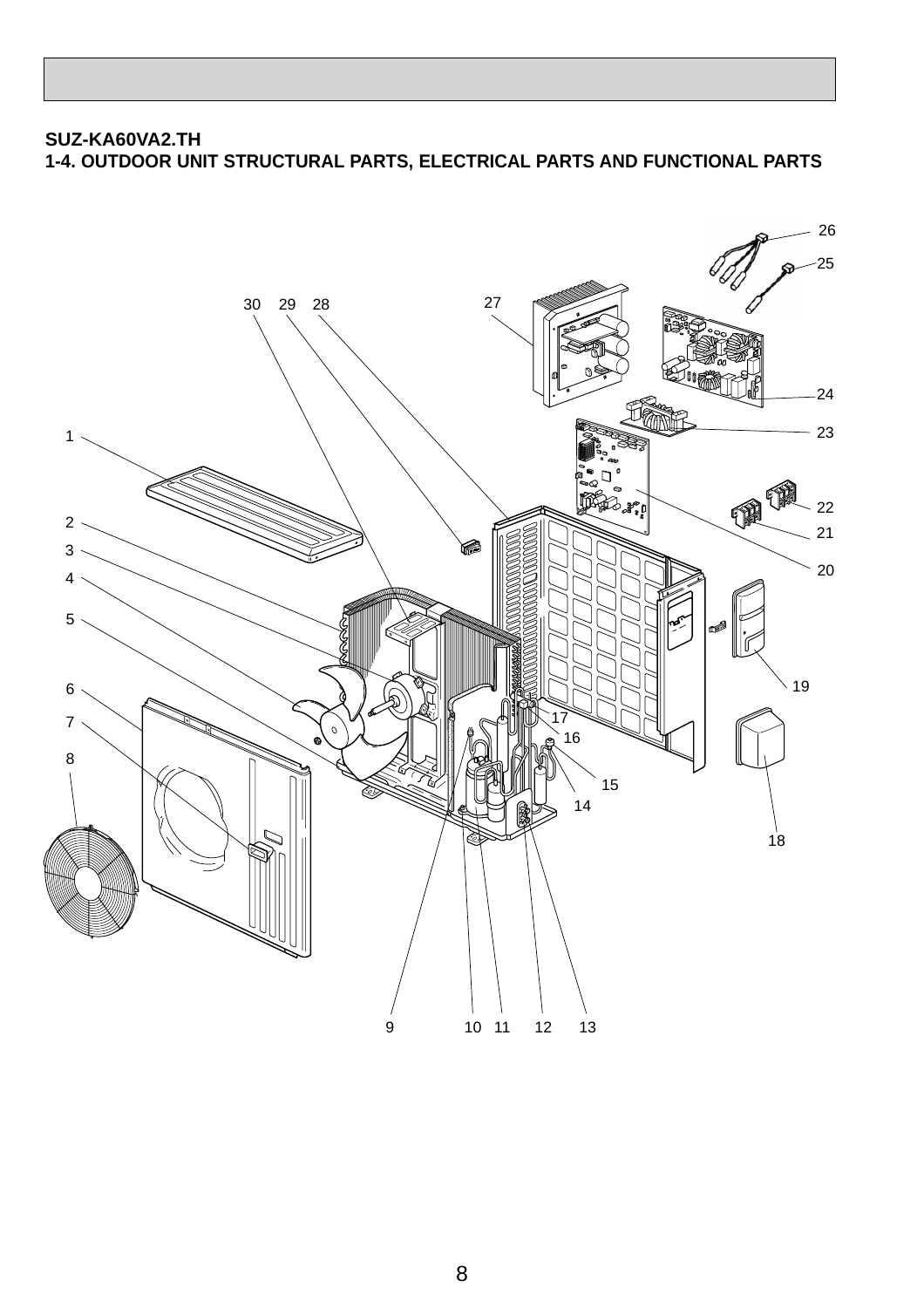**SUZ-KA60VA2.TH**

**1-4. OUTDOOR UNIT STRUCTURAL PARTS, ELECTRICAL PARTS AND FUNCTIONAL PARTS**

26
25
30 29 28
27
24
23
1
22
21
2
3
20
4
5
19
6
17
7
16
8
15
14
18
9 10 11 12 13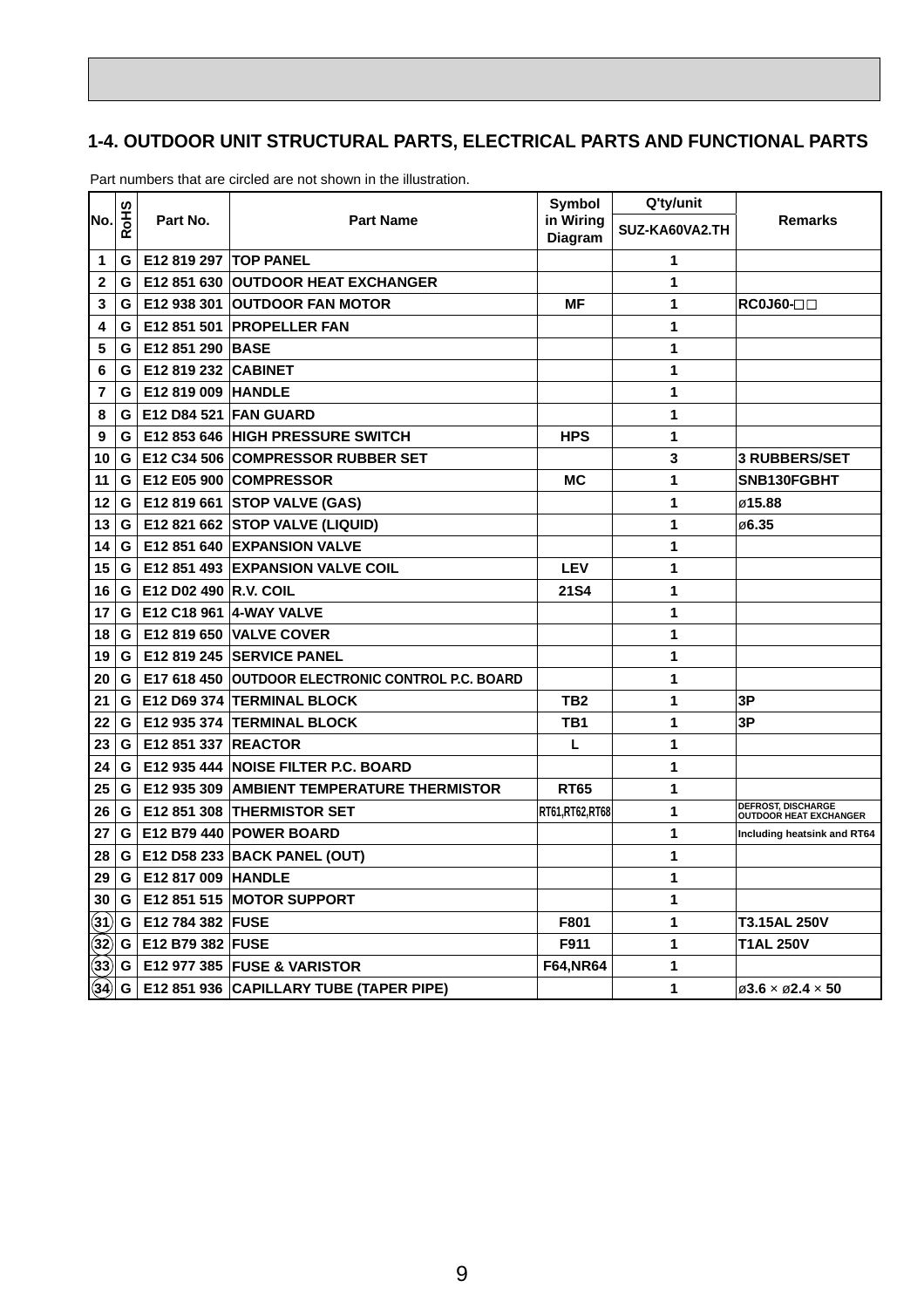## 1-4. OUTDOOR UNIT STRUCTURAL PARTS, ELECTRICAL PARTS AND FUNCTIONAL PARTS

Part numbers that are circled are not shown in the illustration.

| No. | RoHS | Part No. | Part Name | Symbol in Wiring Diagram | Q'ty/unit | Remarks |
|---|---|---|---|---|---|---|
| | | | | | SUZ-KA60VA2.TH | |
| 1 | G | E12 819 297 | TOP PANEL | | 1 | |
| 2 | G | E12 851 630 | OUTDOOR HEAT EXCHANGER | | 1 | |
| 3 | G | E12 938 301 | OUTDOOR FAN MOTOR | MF | 1 | RC0J60-□□ |
| 4 | G | E12 851 501 | PROPELLER FAN | | 1 | |
| 5 | G | E12 851 290 | BASE | | 1 | |
| 6 | G | E12 819 232 | CABINET | | 1 | |
| 7 | G | E12 819 009 | HANDLE | | 1 | |
| 8 | G | E12 D84 521 | FAN GUARD | | 1 | |
| 9 | G | E12 853 646 | HIGH PRESSURE SWITCH | HPS | 1 | |
| 10 | G | E12 C34 506 | COMPRESSOR RUBBER SET | | 3 | 3 RUBBERS/SET |
| 11 | G | E12 E05 900 | COMPRESSOR | MC | 1 | SNB130FGBHT |
| 12 | G | E12 819 661 | STOP VALVE (GAS) | | 1 | ø15.88 |
| 13 | G | E12 821 662 | STOP VALVE (LIQUID) | | 1 | ø6.35 |
| 14 | G | E12 851 640 | EXPANSION VALVE | | 1 | |
| 15 | G | E12 851 493 | EXPANSION VALVE COIL | LEV | 1 | |
| 16 | G | E12 D02 490 | R.V. COIL | 21S4 | 1 | |
| 17 | G | E12 C18 961 | 4-WAY VALVE | | 1 | |
| 18 | G | E12 819 650 | VALVE COVER | | 1 | |
| 19 | G | E12 819 245 | SERVICE PANEL | | 1 | |
| 20 | G | E17 618 450 | OUTDOOR ELECTRONIC CONTROL P.C. BOARD | | 1 | |
| 21 | G | E12 D69 374 | TERMINAL BLOCK | TB2 | 1 | 3P |
| 22 | G | E12 935 374 | TERMINAL BLOCK | TB1 | 1 | 3P |
| 23 | G | E12 851 337 | REACTOR | L | 1 | |
| 24 | G | E12 935 444 | NOISE FILTER P.C. BOARD | | 1 | |
| 25 | G | E12 935 309 | AMBIENT TEMPERATURE THERMISTOR | RT65 | 1 | |
| 26 | G | E12 851 308 | THERMISTOR SET | RT61,RT62,RT68 | 1 | DEFROST, DISCHARGE OUTDOOR HEAT EXCHANGER |
| 27 | G | E12 B79 440 | POWER BOARD | | 1 | Including heatsink and RT64 |
| 28 | G | E12 D58 233 | BACK PANEL (OUT) | | 1 | |
| 29 | G | E12 817 009 | HANDLE | | 1 | |
| 30 | G | E12 851 515 | MOTOR SUPPORT | | 1 | |
| (31) | G | E12 784 382 | FUSE | F801 | 1 | T3.15AL 250V |
| (32) | G | E12 B79 382 | FUSE | F911 | 1 | T1AL 250V |
| (33) | G | E12 977 385 | FUSE & VARISTOR | F64,NR64 | 1 | |
| (34) | G | E12 851 936 | CAPILLARY TUBE (TAPER PIPE) | | 1 | ø3.6 × ø2.4 × 50 |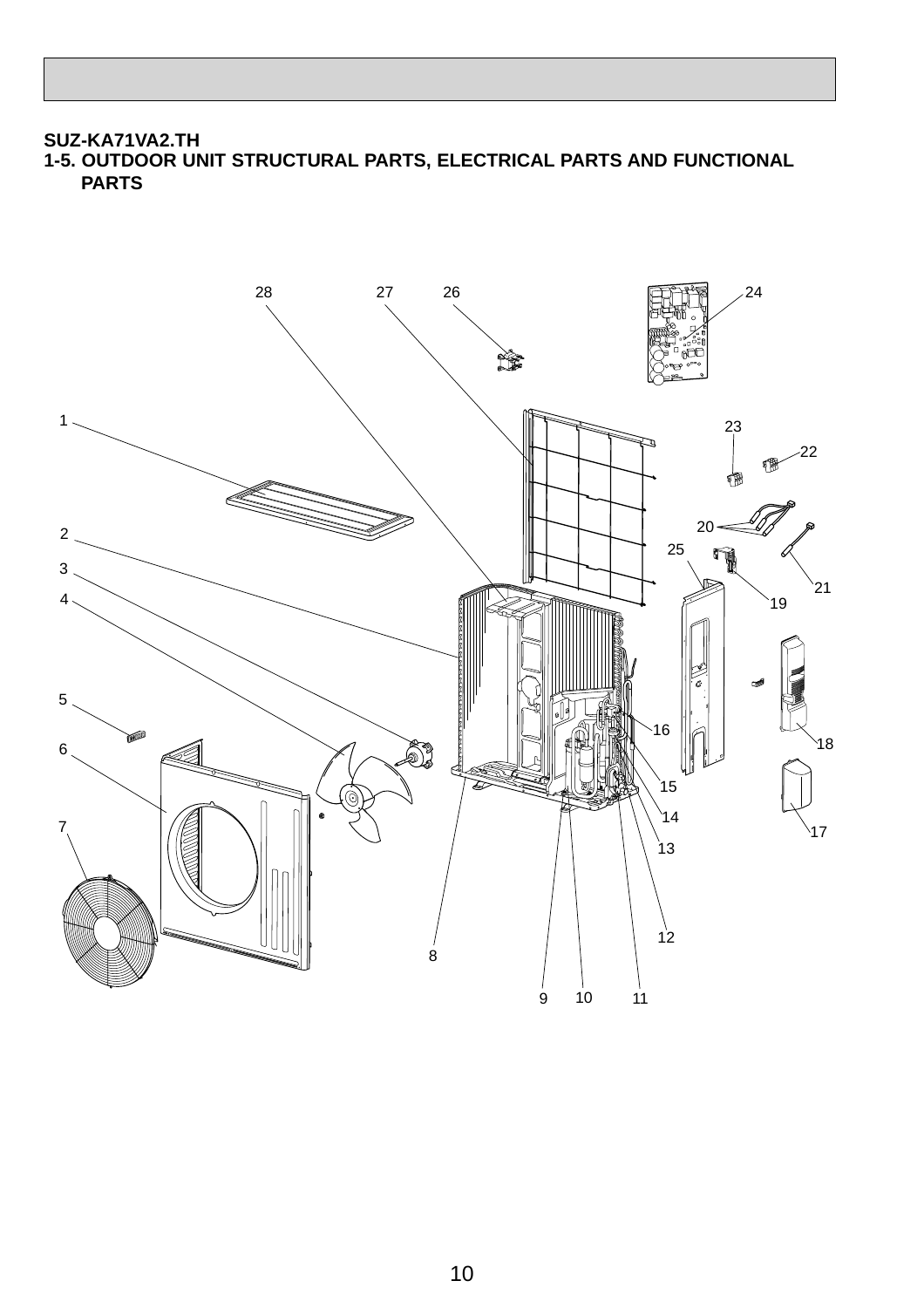**SUZ-KA71VA2.TH**

**1-5. OUTDOOR UNIT STRUCTURAL PARTS, ELECTRICAL PARTS AND FUNCTIONAL PARTS**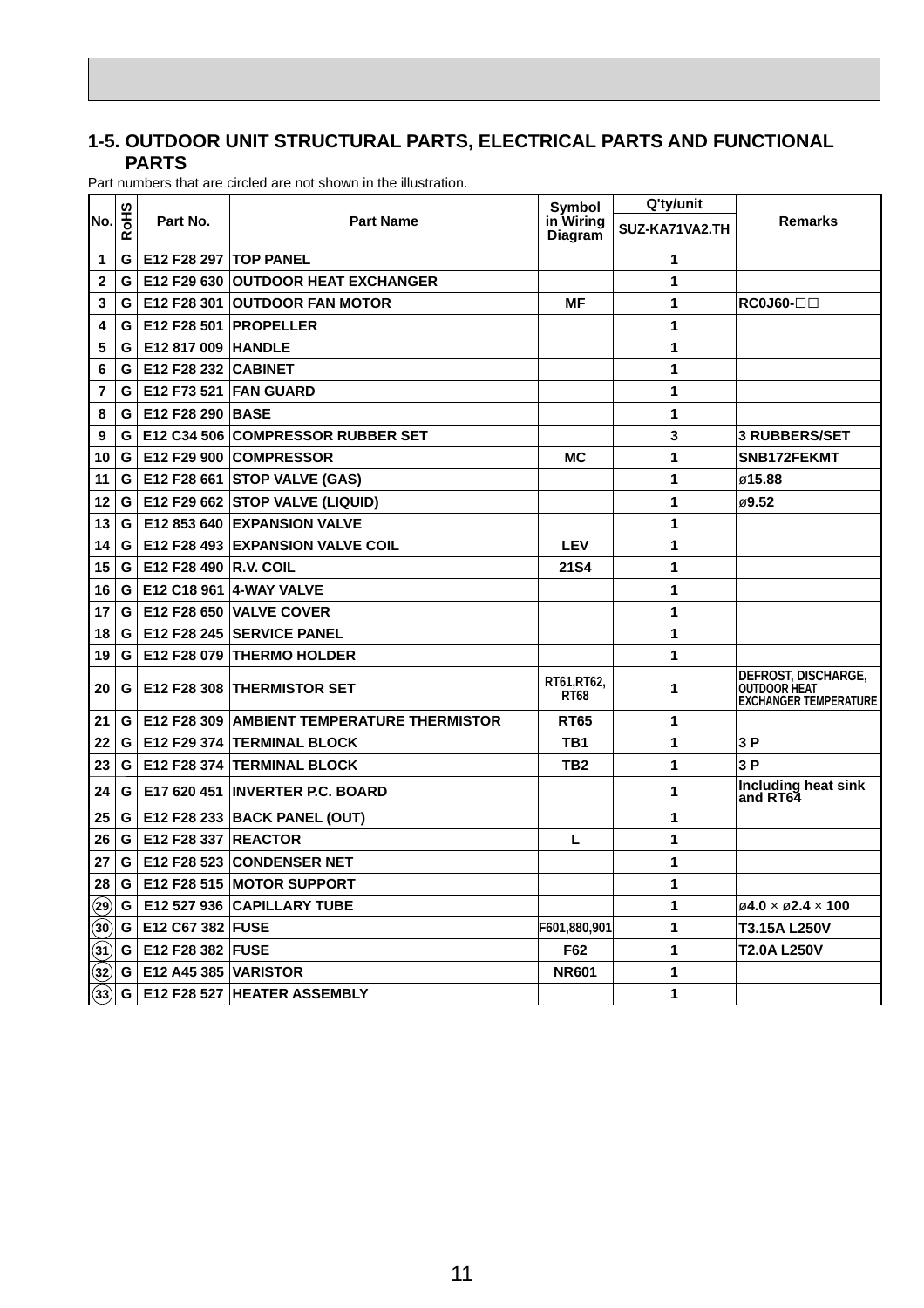## 1-5. OUTDOOR UNIT STRUCTURAL PARTS, ELECTRICAL PARTS AND FUNCTIONAL PARTS

Part numbers that are circled are not shown in the illustration.

| No. | RoHS | Part No. | Part Name | Symbol in Wiring Diagram | Q'ty/unit | Remarks |
|---|---|---|---|---|---|---|
| | | | | | SUZ-KA71VA2.TH | |
| 1 | G | E12 F28 297 | TOP PANEL | | 1 | |
| 2 | G | E12 F29 630 | OUTDOOR HEAT EXCHANGER | | 1 | |
| 3 | G | E12 F28 301 | OUTDOOR FAN MOTOR | MF | 1 | RC0J60-□□ |
| 4 | G | E12 F28 501 | PROPELLER | | 1 | |
| 5 | G | E12 817 009 | HANDLE | | 1 | |
| 6 | G | E12 F28 232 | CABINET | | 1 | |
| 7 | G | E12 F73 521 | FAN GUARD | | 1 | |
| 8 | G | E12 F28 290 | BASE | | 1 | |
| 9 | G | E12 C34 506 | COMPRESSOR RUBBER SET | | 3 | 3 RUBBERS/SET |
| 10 | G | E12 F29 900 | COMPRESSOR | MC | 1 | SNB172FEKMT |
| 11 | G | E12 F28 661 | STOP VALVE (GAS) | | 1 | ø15.88 |
| 12 | G | E12 F29 662 | STOP VALVE (LIQUID) | | 1 | ø9.52 |
| 13 | G | E12 853 640 | EXPANSION VALVE | | 1 | |
| 14 | G | E12 F28 493 | EXPANSION VALVE COIL | LEV | 1 | |
| 15 | G | E12 F28 490 | R.V. COIL | 21S4 | 1 | |
| 16 | G | E12 C18 961 | 4-WAY VALVE | | 1 | |
| 17 | G | E12 F28 650 | VALVE COVER | | 1 | |
| 18 | G | E12 F28 245 | SERVICE PANEL | | 1 | |
| 19 | G | E12 F28 079 | THERMO HOLDER | | 1 | |
| 20 | G | E12 F28 308 | THERMISTOR SET | RT61,RT62, RT68 | 1 | DEFROST, DISCHARGE, OUTDOOR HEAT EXCHANGER TEMPERATURE |
| 21 | G | E12 F28 309 | AMBIENT TEMPERATURE THERMISTOR | RT65 | 1 | |
| 22 | G | E12 F29 374 | TERMINAL BLOCK | TB1 | 1 | 3 P |
| 23 | G | E12 F28 374 | TERMINAL BLOCK | TB2 | 1 | 3 P |
| 24 | G | E17 620 451 | INVERTER P.C. BOARD | | 1 | Including heat sink and RT64 |
| 25 | G | E12 F28 233 | BACK PANEL (OUT) | | 1 | |
| 26 | G | E12 F28 337 | REACTOR | L | 1 | |
| 27 | G | E12 F28 523 | CONDENSER NET | | 1 | |
| 28 | G | E12 F28 515 | MOTOR SUPPORT | | 1 | |
| (29) | G | E12 527 936 | CAPILLARY TUBE | | 1 | ø4.0 × ø2.4 × 100 |
| (30) | G | E12 C67 382 | FUSE | F601,880,901 | 1 | T3.15A L250V |
| (31) | G | E12 F28 382 | FUSE | F62 | 1 | T2.0A L250V |
| (32) | G | E12 A45 385 | VARISTOR | NR601 | 1 | |
| (33) | G | E12 F28 527 | HEATER ASSEMBLY | | 1 | |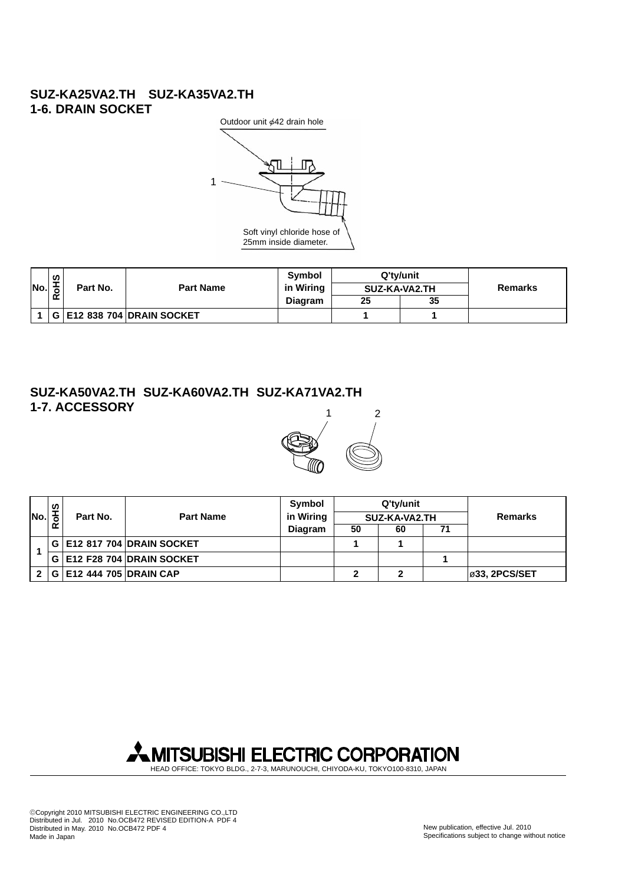## SUZ-KA25VA2.TH　SUZ-KA35VA2.TH
## 1-6. DRAIN SOCKET

Outdoor unit ϕ42 drain hole

1

Soft vinyl chloride hose of 25mm inside diameter.

| No. | RoHS | Part No. | Part Name | Symbol in Wiring Diagram | Q'ty/unit | | Remarks |
|---|---|---|---|---|---|---|---|
| | | | | | SUZ-KA•VA2.TH | | |
| | | | | | 25 | 35 | |
| 1 | G | E12 838 704 | DRAIN SOCKET | | 1 | 1 | |

## SUZ-KA50VA2.TH　SUZ-KA60VA2.TH　SUZ-KA71VA2.TH
## 1-7. ACCESSORY

1　2

| No. | RoHS | Part No. | Part Name | Symbol in Wiring Diagram | Q'ty/unit | | | Remarks |
|---|---|---|---|---|---|---|---|---|
| | | | | | SUZ-KA•VA2.TH | | | |
| | | | | | 50 | 60 | 71 | |
| 1 | G | E12 817 704 | DRAIN SOCKET | | 1 | 1 | | |
| | G | E12 F28 704 | DRAIN SOCKET | | | | 1 | |
| 2 | G | E12 444 705 | DRAIN CAP | | 2 | 2 | | ø33, 2PCS/SET |

**MITSUBISHI ELECTRIC CORPORATION**

HEAD OFFICE: TOKYO BLDG., 2-7-3, MARUNOUCHI, CHIYODA-KU, TOKYO100-8310, JAPAN

©Copyright 2010 MITSUBISHI ELECTRIC ENGINEERING CO.,LTD
Distributed in Jul. 2010 No.OCB472 REVISED EDITION-A PDF 4
Distributed in May. 2010 No.OCB472 PDF 4
Made in Japan

New publication, effective Jul. 2010
Specifications subject to change without notice